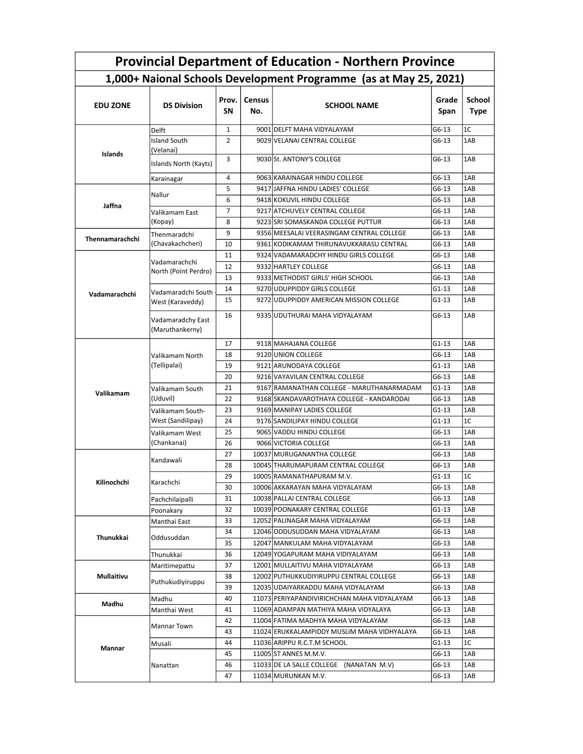# Provincial Department of Education - Northern Province

## 1,000+ Naional Schools Development Programme (as at May 25, 2021)

| EDU ZONE | DS Division | Prov. SN | Census No. | SCHOOL NAME | Grade Span | School Type |
|---|---|---|---|---|---|---|
| Islands | Delft | 1 | 9001 | DELFT MAHA VIDYALAYAM | G6-13 | 1C |
| | Island South (Velanai) | 2 | 9029 | VELANAI CENTRAL COLLEGE | G6-13 | 1AB |
| | Islands North (Kayts) | 3 | 9030 | St. ANTONY'S COLLEGE | G6-13 | 1AB |
| | Karainagar | 4 | 9063 | KARAINAGAR HINDU COLLEGE | G6-13 | 1AB |
| Jaffna | Nallur | 5 | 9417 | JAFFNA HINDU LADIES' COLLEGE | G6-13 | 1AB |
| | | 6 | 9418 | KOKUVIL HINDU COLLEGE | G6-13 | 1AB |
| | Valikamam East (Kopay) | 7 | 9217 | ATCHUVELY CENTRAL COLLEGE | G6-13 | 1AB |
| | | 8 | 9223 | SRI SOMASKANDA COLLEGE PUTTUR | G6-13 | 1AB |
| Thennamarachchi | Thenmaradchi (Chavakachcheri) | 9 | 9356 | MEESALAI VEERASINGAM CENTRAL COLLEGE | G6-13 | 1AB |
| | | 10 | 9361 | KODIKAMAM THIRUNAVUKKARASU CENTRAL | G6-13 | 1AB |
| Vadamarachchi | Vadamarachchi North (Point Perdro) | 11 | 9324 | VADAMARADCHY HINDU GIRLS COLLEGE | G6-13 | 1AB |
| | | 12 | 9332 | HARTLEY COLLEGE | G6-13 | 1AB |
| | | 13 | 9333 | METHODIST GIRLS' HIGH SCHOOL | G6-13 | 1AB |
| | Vadamaradchi South - West (Karaveddy) | 14 | 9270 | UDUPPIDDY GIRLS COLLEGE | G1-13 | 1AB |
| | | 15 | 9272 | UDUPPIDDY AMERICAN MISSION COLLEGE | G1-13 | 1AB |
| | Vadamaradchy East (Maruthankerny) | 16 | 9335 | UDUTHURAI MAHA VIDYALAYAM | G6-13 | 1AB |
| Valikamam | Valikamam North (Tellipalai) | 17 | 9118 | MAHAJANA COLLEGE | G1-13 | 1AB |
| | | 18 | 9120 | UNION COLLEGE | G6-13 | 1AB |
| | | 19 | 9121 | ARUNODAYA COLLEGE | G1-13 | 1AB |
| | | 20 | 9216 | VAYAVILAN CENTRAL COLLEGE | G6-13 | 1AB |
| | Valikamam South (Uduvil) | 21 | 9167 | RAMANATHAN COLLEGE - MARUTHANARMADAM | G1-13 | 1AB |
| | | 22 | 9168 | SKANDAVAROTHAYA COLLEGE - KANDARODAI | G6-13 | 1AB |
| | Valikamam South-West (Sandilipay) | 23 | 9169 | MANIPAY LADIES COLLEGE | G1-13 | 1AB |
| | | 24 | 9176 | SANDILIPAY HINDU COLLEGE | G1-13 | 1C |
| | Valikamam West (Chankanai) | 25 | 9065 | VADDU HINDU COLLEGE | G6-13 | 1AB |
| | | 26 | 9066 | VICTORIA COLLEGE | G6-13 | 1AB |
| Kilinochchi | Kandawali | 27 | 10037 | MURUGANANTHA COLLEGE | G6-13 | 1AB |
| | | 28 | 10045 | THARUMAPURAM CENTRAL COLLEGE | G6-13 | 1AB |
| | Karachchi | 29 | 10005 | RAMANATHAPURAM M.V. | G1-13 | 1C |
| | | 30 | 10006 | AKKARAYAN MAHA VIDYALAYAM | G6-13 | 1AB |
| | Pachchilaipalli | 31 | 10038 | PALLAI CENTRAL COLLEGE | G6-13 | 1AB |
| | Poonakary | 32 | 10039 | POONAKARY CENTRAL COLLEGE | G1-13 | 1AB |
| Thunukkai | Manthai East | 33 | 12052 | PALINAGAR MAHA VIDYALAYAM | G6-13 | 1AB |
| | Oddusuddan | 34 | 12046 | ODDUSUDDAN MAHA VIDYALAYAM | G6-13 | 1AB |
| | | 35 | 12047 | MANKULAM MAHA VIDYALAYAM | G6-13 | 1AB |
| | Thunukkai | 36 | 12049 | YOGAPURAM MAHA VIDIYALAYAM | G6-13 | 1AB |
| Mullaitivu | Maritimepattu | 37 | 12001 | MULLAITIVU MAHA VIDYALAYAM | G6-13 | 1AB |
| | Puthukudiyiruppu | 38 | 12002 | PUTHUKKUDIYIRUPPU CENTRAL COLLEGE | G6-13 | 1AB |
| | | 39 | 12035 | UDAIYARKADDU MAHA VIDYALAYAM | G6-13 | 1AB |
| Madhu | Madhu | 40 | 11073 | PERIYAPANDIVIRICHCHAN MAHA VIDYALAYAM | G6-13 | 1AB |
| | Manthai West | 41 | 11069 | ADAMPAN MATHIYA MAHA VIDYALAYA | G6-13 | 1AB |
| Mannar | Mannar Town | 42 | 11004 | FATIMA MADHYA MAHA VIDYALAYAM | G6-13 | 1AB |
| | | 43 | 11024 | ERUKKALAMPIDDY MUSLIM MAHA VIDHYALAYA | G6-13 | 1AB |
| | Musali | 44 | 11036 | ARIPPU R.C.T.M SCHOOL | G1-13 | 1C |
| | Nanattan | 45 | 11005 | ST ANNES M.M.V. | G6-13 | 1AB |
| | | 46 | 11033 | DE LA SALLE COLLEGE (NANATAN M.V) | G6-13 | 1AB |
| | | 47 | 11034 | MURUNKAN M.V. | G6-13 | 1AB |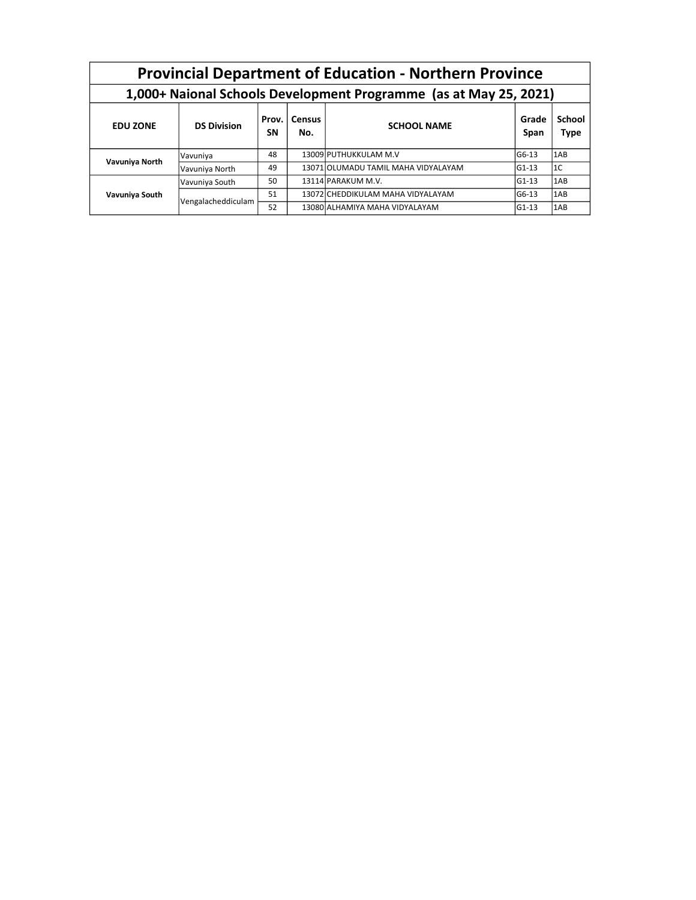# Provincial Department of Education - Northern Province

## 1,000+ Naional Schools Development Programme (as at May 25, 2021)

| EDU ZONE | DS Division | Prov. SN | Census No. | SCHOOL NAME | Grade Span | School Type |
|---|---|---|---|---|---|---|
| Vavuniya North | Vavuniya | 48 | 13009 | PUTHUKKULAM M.V | G6-13 | 1AB |
| | Vavuniya North | 49 | 13071 | OLUMADU TAMIL MAHA VIDYALAYAM | G1-13 | 1C |
| Vavuniya South | Vavuniya South | 50 | 13114 | PARAKUM M.V. | G1-13 | 1AB |
| | Vengalacheddiculam | 51 | 13072 | CHEDDIKULAM MAHA VIDYALAYAM | G6-13 | 1AB |
| | | 52 | 13080 | ALHAMIYA MAHA VIDYALAYAM | G1-13 | 1AB |